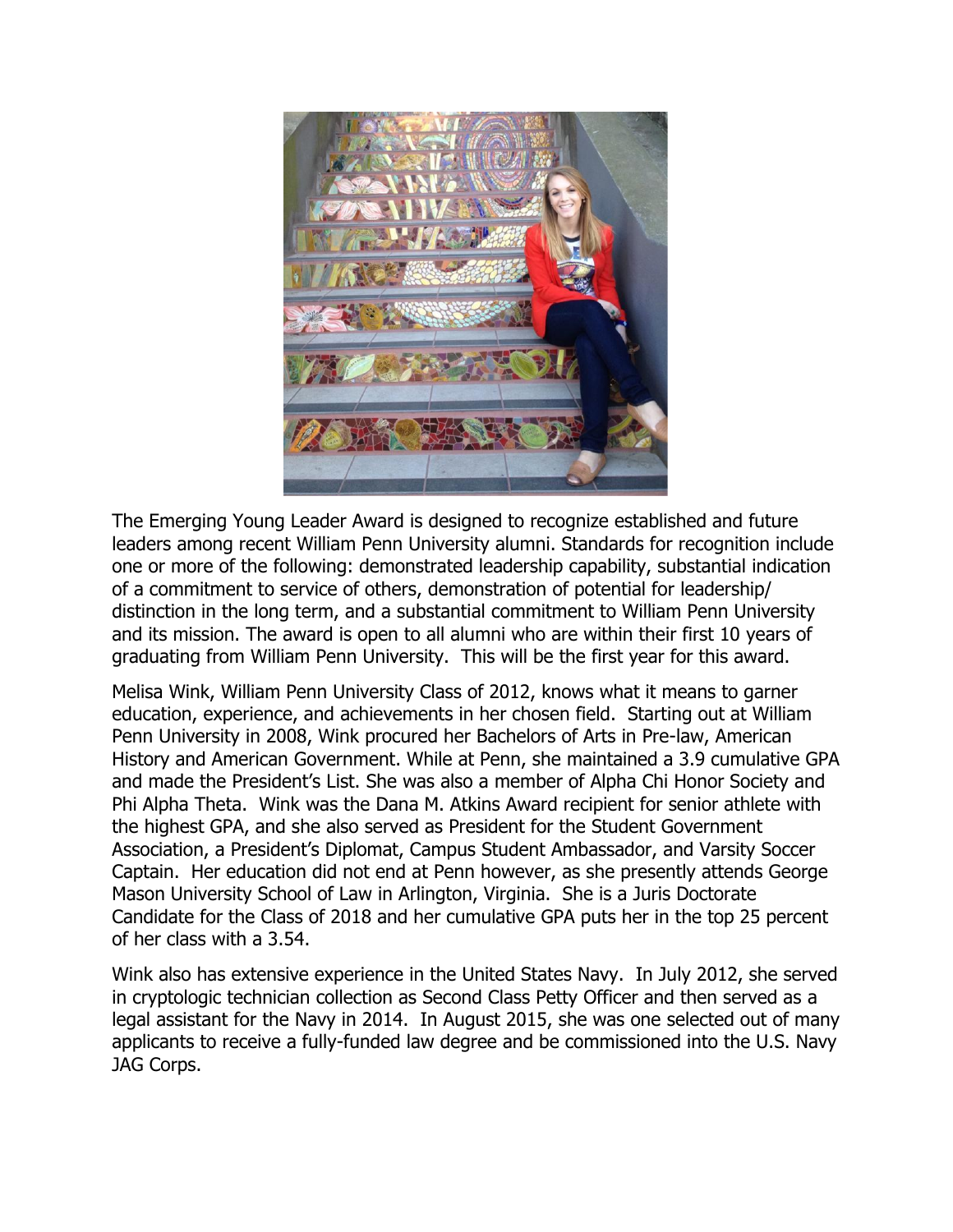The Emerging Young Leader Award is designed to recognize established and future leaders among recent William Penn University alumni. Standards for recognition include one or more of the following: demonstrated leadership capability, substantial indication of a commitment to service of others, demonstration of potential for leadership/ distinction in the long term, and a substantial commitment to William Penn University and its mission. The award is open to all alumni who are within their first 10 years of graduating from William Penn University. This will be the first year for this award.

Melisa Wink, William Penn University Class of 2012, knows what it means to garner education, experience, and achievements in her chosen field. Starting out at William Penn University in 2008, Wink procured her Bachelors of Arts in Pre-law, American History and American Government. While at Penn, she maintained a 3.9 cumulative GPA and made the President's List. She was also a member of Alpha Chi Honor Society and Phi Alpha Theta. Wink was the Dana M. Atkins Award recipient for senior athlete with the highest GPA, and she also served as President for the Student Government Association, a President's Diplomat, Campus Student Ambassador, and Varsity Soccer Captain. Her education did not end at Penn however, as she presently attends George Mason University School of Law in Arlington, Virginia. She is a Juris Doctorate Candidate for the Class of 2018 and her cumulative GPA puts her in the top 25 percent of her class with a 3.54.

Wink also has extensive experience in the United States Navy. In July 2012, she served in cryptologic technician collection as Second Class Petty Officer and then served as a legal assistant for the Navy in 2014. In August 2015, she was one selected out of many applicants to receive a fully-funded law degree and be commissioned into the U.S. Navy JAG Corps.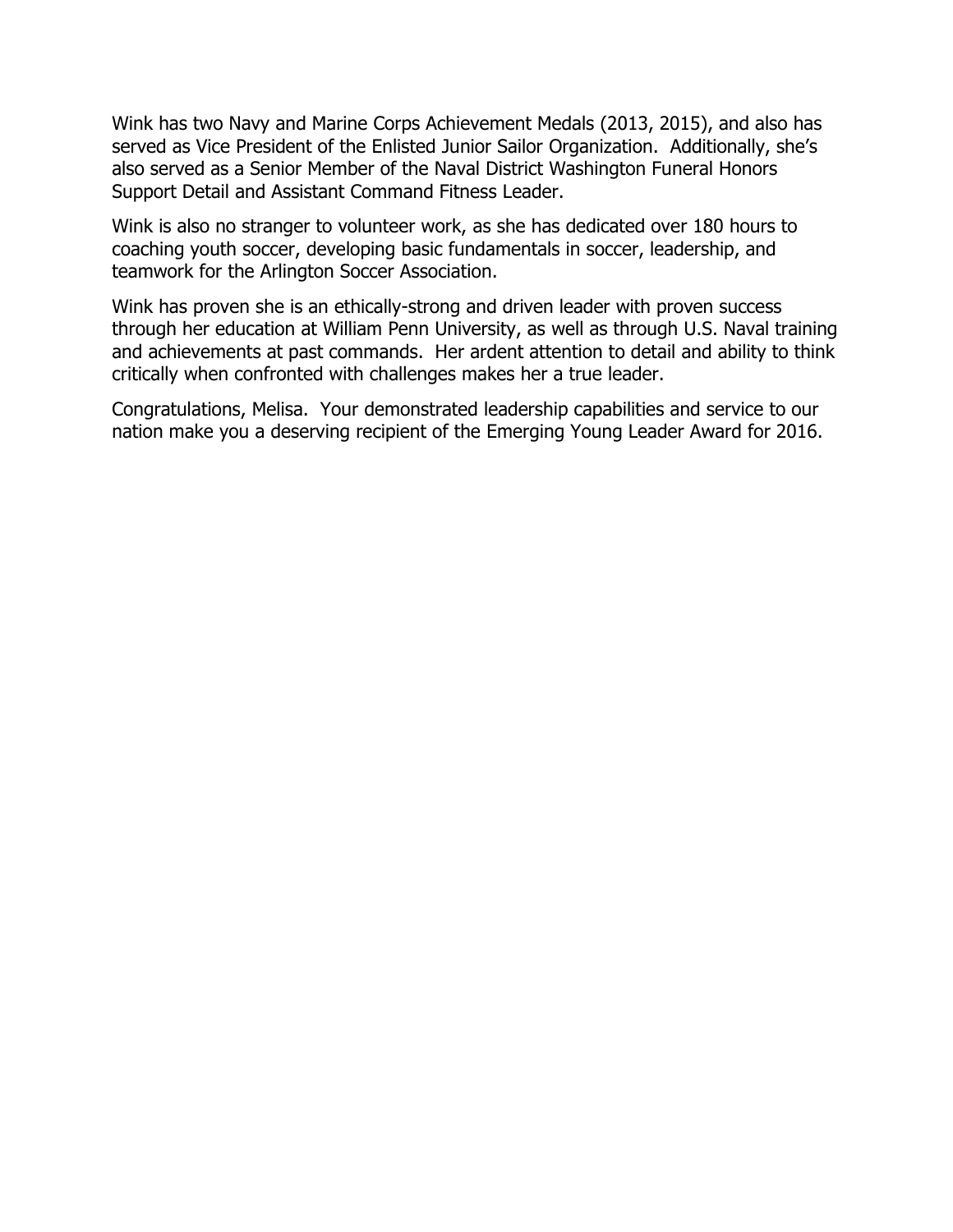Wink has two Navy and Marine Corps Achievement Medals (2013, 2015), and also has served as Vice President of the Enlisted Junior Sailor Organization. Additionally, she's also served as a Senior Member of the Naval District Washington Funeral Honors Support Detail and Assistant Command Fitness Leader.

Wink is also no stranger to volunteer work, as she has dedicated over 180 hours to coaching youth soccer, developing basic fundamentals in soccer, leadership, and teamwork for the Arlington Soccer Association.

Wink has proven she is an ethically-strong and driven leader with proven success through her education at William Penn University, as well as through U.S. Naval training and achievements at past commands. Her ardent attention to detail and ability to think critically when confronted with challenges makes her a true leader.

Congratulations, Melisa. Your demonstrated leadership capabilities and service to our nation make you a deserving recipient of the Emerging Young Leader Award for 2016.